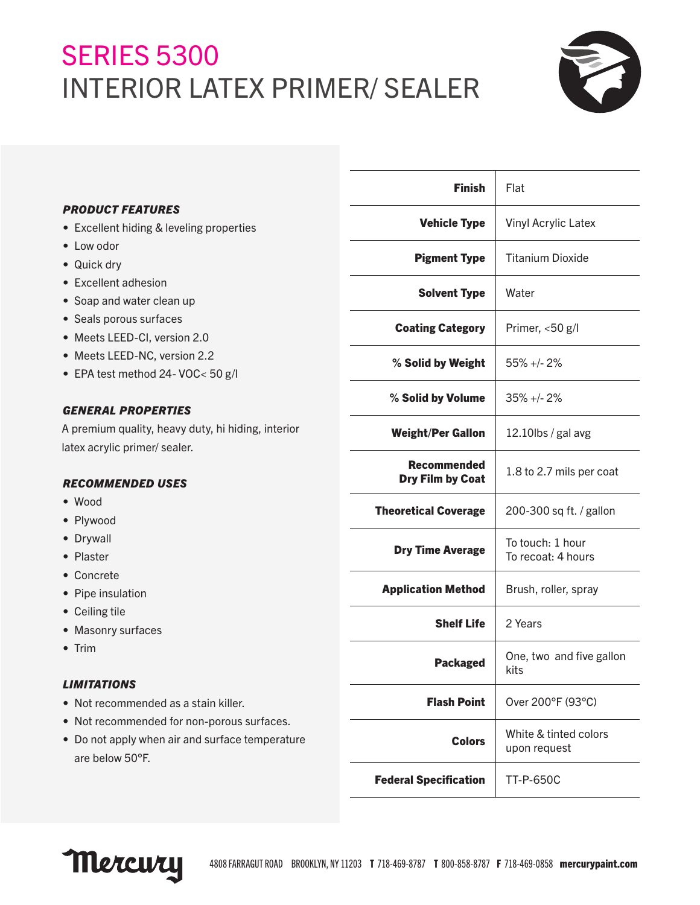# SERIES 5300
# INTERIOR LATEX PRIMER/ SEALER

### *PRODUCT FEATURES*

- Excellent hiding & leveling properties
- Low odor
- Quick dry
- Excellent adhesion
- Soap and water clean up
- Seals porous surfaces
- Meets LEED-CI, version 2.0
- Meets LEED-NC, version 2.2
- EPA test method 24- VOC< 50 g/l

### *GENERAL PROPERTIES*

A premium quality, heavy duty, hi hiding, interior latex acrylic primer/ sealer.

### *RECOMMENDED USES*

- Wood
- Plywood
- Drywall
- Plaster
- Concrete
- Pipe insulation
- Ceiling tile
- Masonry surfaces
- Trim

### *LIMITATIONS*

- Not recommended as a stain killer.
- Not recommended for non-porous surfaces.
- Do not apply when air and surface temperature are below 50°F.

| | |
|---|---|
| **Finish** | Flat |
| **Vehicle Type** | Vinyl Acrylic Latex |
| **Pigment Type** | Titanium Dioxide |
| **Solvent Type** | Water |
| **Coating Category** | Primer, <50 g/l |
| **% Solid by Weight** | 55% +/- 2% |
| **% Solid by Volume** | 35% +/- 2% |
| **Weight/Per Gallon** | 12.10lbs / gal avg |
| **Recommended Dry Film by Coat** | 1.8 to 2.7 mils per coat |
| **Theoretical Coverage** | 200-300 sq ft. / gallon |
| **Dry Time Average** | To touch: 1 hour<br>To recoat: 4 hours |
| **Application Method** | Brush, roller, spray |
| **Shelf Life** | 2 Years |
| **Packaged** | One, two and five gallon kits |
| **Flash Point** | Over 200°F (93°C) |
| **Colors** | White & tinted colors upon request |
| **Federal Specification** | TT-P-650C |

Mercury 4808 FARRAGUT ROAD BROOKLYN, NY 11203 **T** 718-469-8787 **T** 800-858-8787 **F** 718-469-0858 **mercurypaint.com**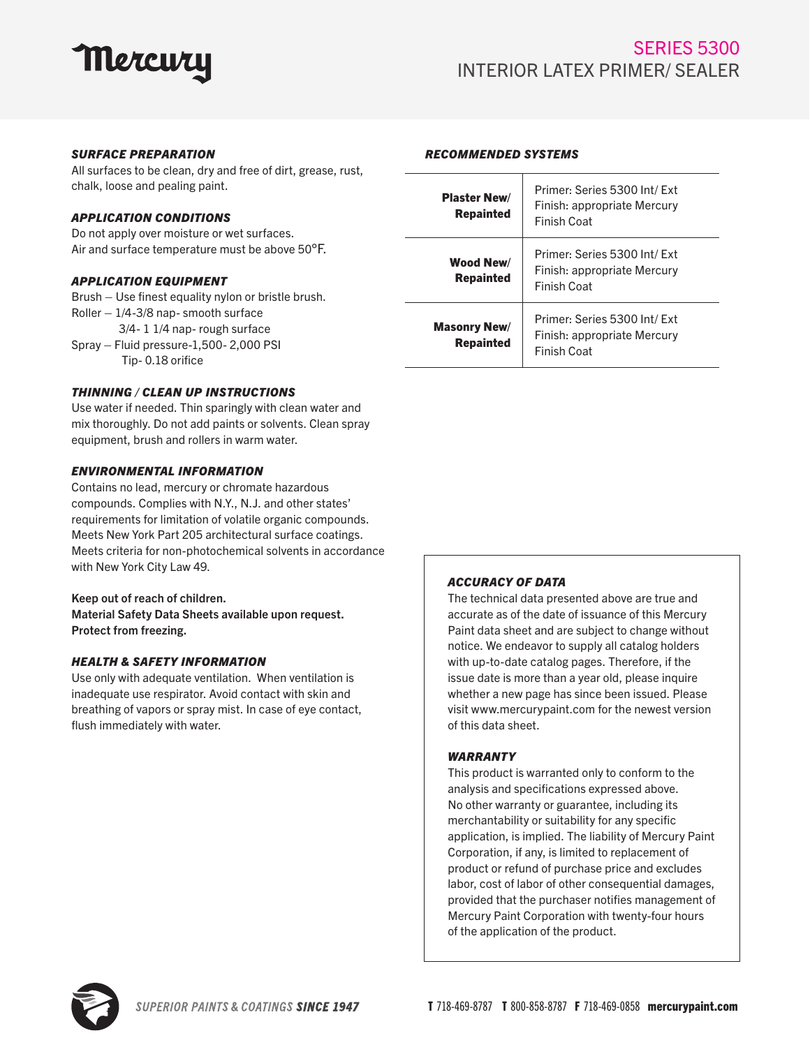# SERIES 5300
# INTERIOR LATEX PRIMER/ SEALER

### *SURFACE PREPARATION*

All surfaces to be clean, dry and free of dirt, grease, rust, chalk, loose and pealing paint.

### *APPLICATION CONDITIONS*

Do not apply over moisture or wet surfaces.
Air and surface temperature must be above 50°F.

### *APPLICATION EQUIPMENT*

Brush – Use finest equality nylon or bristle brush.
Roller – 1/4-3/8 nap- smooth surface
3/4- 1 1/4 nap- rough surface
Spray – Fluid pressure-1,500- 2,000 PSI
Tip- 0.18 orifice

### *THINNING / CLEAN UP INSTRUCTIONS*

Use water if needed. Thin sparingly with clean water and mix thoroughly. Do not add paints or solvents. Clean spray equipment, brush and rollers in warm water.

### *ENVIRONMENTAL INFORMATION*

Contains no lead, mercury or chromate hazardous compounds. Complies with N.Y., N.J. and other states' requirements for limitation of volatile organic compounds. Meets New York Part 205 architectural surface coatings. Meets criteria for non-photochemical solvents in accordance with New York City Law 49.

**Keep out of reach of children.**
**Material Safety Data Sheets available upon request.**
**Protect from freezing.**

### *HEALTH & SAFETY INFORMATION*

Use only with adequate ventilation. When ventilation is inadequate use respirator. Avoid contact with skin and breathing of vapors or spray mist. In case of eye contact, flush immediately with water.

### *RECOMMENDED SYSTEMS*

| | |
|---|---|
| **Plaster New/ Repainted** | Primer: Series 5300 Int/ Ext<br>Finish: appropriate Mercury Finish Coat |
| **Wood New/ Repainted** | Primer: Series 5300 Int/ Ext<br>Finish: appropriate Mercury Finish Coat |
| **Masonry New/ Repainted** | Primer: Series 5300 Int/ Ext<br>Finish: appropriate Mercury Finish Coat |

### *ACCURACY OF DATA*

The technical data presented above are true and accurate as of the date of issuance of this Mercury Paint data sheet and are subject to change without notice. We endeavor to supply all catalog holders with up-to-date catalog pages. Therefore, if the issue date is more than a year old, please inquire whether a new page has since been issued. Please visit www.mercurypaint.com for the newest version of this data sheet.

### *WARRANTY*

This product is warranted only to conform to the analysis and specifications expressed above. No other warranty or guarantee, including its merchantability or suitability for any specific application, is implied. The liability of Mercury Paint Corporation, if any, is limited to replacement of product or refund of purchase price and excludes labor, cost of labor of other consequential damages, provided that the purchaser notifies management of Mercury Paint Corporation with twenty-four hours of the application of the product.

*SUPERIOR PAINTS & COATINGS* ***SINCE 1947***

**T** 718-469-8787 **T** 800-858-8787 **F** 718-469-0858 **mercurypaint.com**